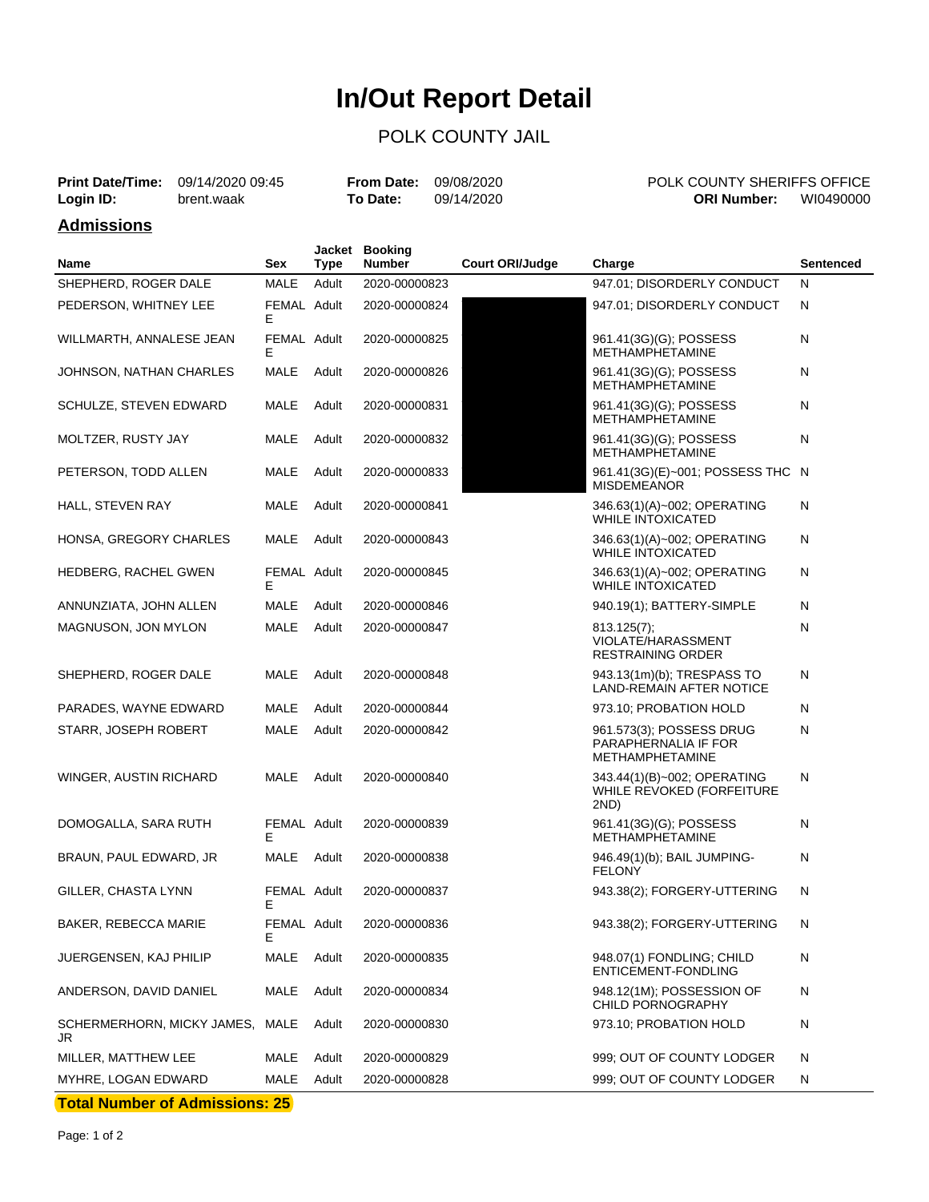# In/Out Report Detail

## POLK COUNTY JAIL

**Print Date/Time:** 09/14/2020 09:45
**Login ID:** brent.waak

**From Date:** 09/08/2020
**To Date:** 09/14/2020

POLK COUNTY SHERIFFS OFFICE
**ORI Number:** WI0490000

### Admissions

| Name | Sex | Jacket Type | Booking Number | Court ORI/Judge | Charge | Sentenced |
|---|---|---|---|---|---|---|
| SHEPHERD, ROGER DALE | MALE | Adult | 2020-00000823 | | 947.01; DISORDERLY CONDUCT | N |
| PEDERSON, WHITNEY LEE | FEMALE | Adult | 2020-00000824 | | 947.01; DISORDERLY CONDUCT | N |
| WILLMARTH, ANNALESE JEAN | FEMALE | Adult | 2020-00000825 | | 961.41(3G)(G); POSSESS METHAMPHETAMINE | N |
| JOHNSON, NATHAN CHARLES | MALE | Adult | 2020-00000826 | | 961.41(3G)(G); POSSESS METHAMPHETAMINE | N |
| SCHULZE, STEVEN EDWARD | MALE | Adult | 2020-00000831 | | 961.41(3G)(G); POSSESS METHAMPHETAMINE | N |
| MOLTZER, RUSTY JAY | MALE | Adult | 2020-00000832 | | 961.41(3G)(G); POSSESS METHAMPHETAMINE | N |
| PETERSON, TODD ALLEN | MALE | Adult | 2020-00000833 | | 961.41(3G)(E)~001; POSSESS THC MISDEMEANOR | N |
| HALL, STEVEN RAY | MALE | Adult | 2020-00000841 | | 346.63(1)(A)~002; OPERATING WHILE INTOXICATED | N |
| HONSA, GREGORY CHARLES | MALE | Adult | 2020-00000843 | | 346.63(1)(A)~002; OPERATING WHILE INTOXICATED | N |
| HEDBERG, RACHEL GWEN | FEMALE | Adult | 2020-00000845 | | 346.63(1)(A)~002; OPERATING WHILE INTOXICATED | N |
| ANNUNZIATA, JOHN ALLEN | MALE | Adult | 2020-00000846 | | 940.19(1); BATTERY-SIMPLE | N |
| MAGNUSON, JON MYLON | MALE | Adult | 2020-00000847 | | 813.125(7); VIOLATE/HARASSMENT RESTRAINING ORDER | N |
| SHEPHERD, ROGER DALE | MALE | Adult | 2020-00000848 | | 943.13(1m)(b); TRESPASS TO LAND-REMAIN AFTER NOTICE | N |
| PARADES, WAYNE EDWARD | MALE | Adult | 2020-00000844 | | 973.10; PROBATION HOLD | N |
| STARR, JOSEPH ROBERT | MALE | Adult | 2020-00000842 | | 961.573(3); POSSESS DRUG PARAPHERNALIA IF FOR METHAMPHETAMINE | N |
| WINGER, AUSTIN RICHARD | MALE | Adult | 2020-00000840 | | 343.44(1)(B)~002; OPERATING WHILE REVOKED (FORFEITURE 2ND) | N |
| DOMOGALLA, SARA RUTH | FEMALE | Adult | 2020-00000839 | | 961.41(3G)(G); POSSESS METHAMPHETAMINE | N |
| BRAUN, PAUL EDWARD, JR | MALE | Adult | 2020-00000838 | | 946.49(1)(b); BAIL JUMPING-FELONY | N |
| GILLER, CHASTA LYNN | FEMALE | Adult | 2020-00000837 | | 943.38(2); FORGERY-UTTERING | N |
| BAKER, REBECCA MARIE | FEMALE | Adult | 2020-00000836 | | 943.38(2); FORGERY-UTTERING | N |
| JUERGENSEN, KAJ PHILIP | MALE | Adult | 2020-00000835 | | 948.07(1) FONDLING; CHILD ENTICEMENT-FONDLING | N |
| ANDERSON, DAVID DANIEL | MALE | Adult | 2020-00000834 | | 948.12(1M); POSSESSION OF CHILD PORNOGRAPHY | N |
| SCHERMERHORN, MICKY JAMES, JR | MALE | Adult | 2020-00000830 | | 973.10; PROBATION HOLD | N |
| MILLER, MATTHEW LEE | MALE | Adult | 2020-00000829 | | 999; OUT OF COUNTY LODGER | N |
| MYHRE, LOGAN EDWARD | MALE | Adult | 2020-00000828 | | 999; OUT OF COUNTY LODGER | N |

**Total Number of Admissions: 25**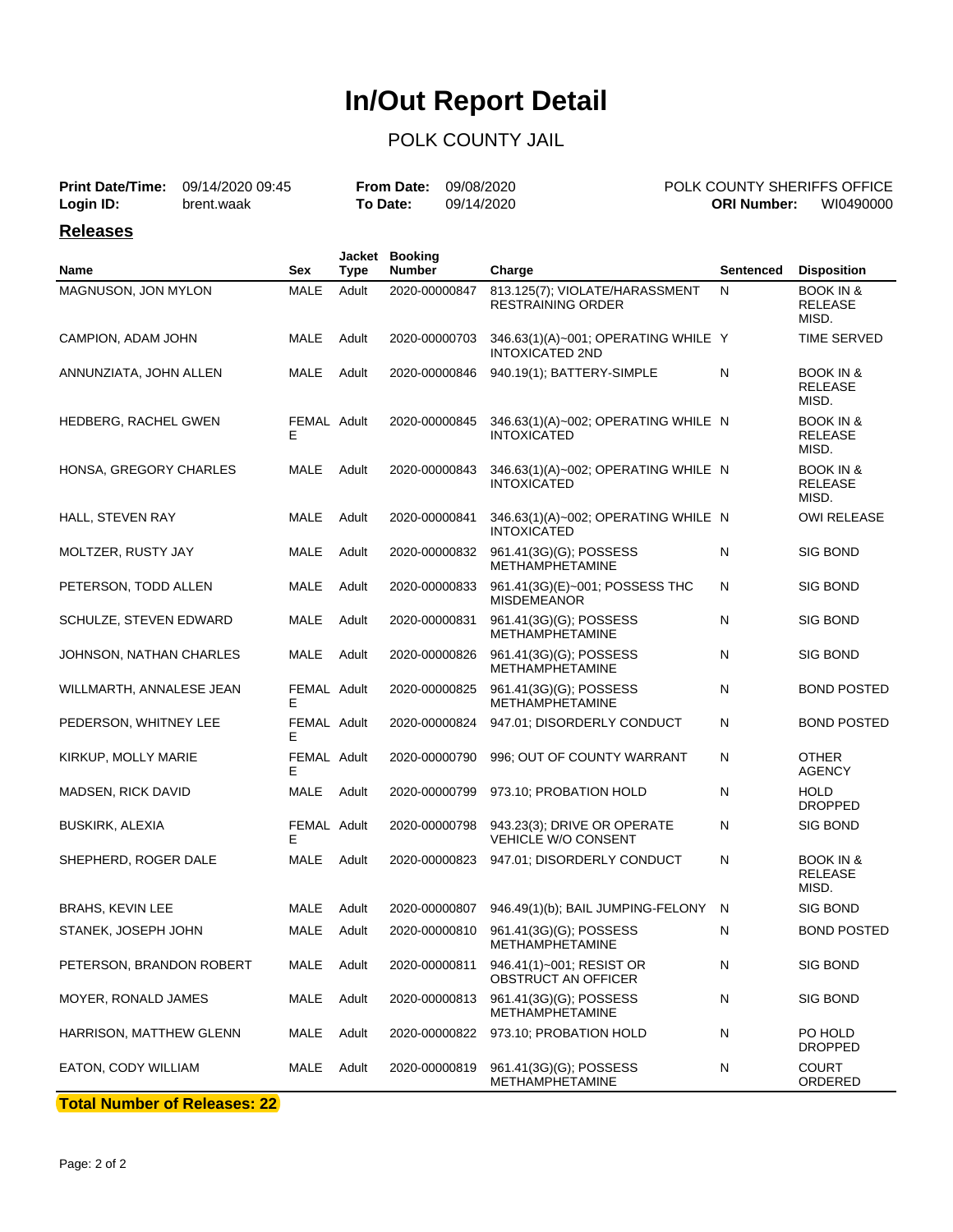# In/Out Report Detail

## POLK COUNTY JAIL

| | | | | | |
|---|---|---|---|---|---|
| **Print Date/Time:** | 09/14/2020 09:45 | **From Date:** | 09/08/2020 | POLK COUNTY SHERIFFS OFFICE | |
| **Login ID:** | brent.waak | **To Date:** | 09/14/2020 | **ORI Number:** | WI0490000 |

## Releases

| Name | Sex | Jacket Type | Booking Number | Charge | Sentenced | Disposition |
|---|---|---|---|---|---|---|
| MAGNUSON, JON MYLON | MALE | Adult | 2020-00000847 | 813.125(7); VIOLATE/HARASSMENT RESTRAINING ORDER | N | BOOK IN & RELEASE MISD. |
| CAMPION, ADAM JOHN | MALE | Adult | 2020-00000703 | 346.63(1)(A)~001; OPERATING WHILE INTOXICATED 2ND | Y | TIME SERVED |
| ANNUNZIATA, JOHN ALLEN | MALE | Adult | 2020-00000846 | 940.19(1); BATTERY-SIMPLE | N | BOOK IN & RELEASE MISD. |
| HEDBERG, RACHEL GWEN | FEMALE | Adult | 2020-00000845 | 346.63(1)(A)~002; OPERATING WHILE INTOXICATED | N | BOOK IN & RELEASE MISD. |
| HONSA, GREGORY CHARLES | MALE | Adult | 2020-00000843 | 346.63(1)(A)~002; OPERATING WHILE INTOXICATED | N | BOOK IN & RELEASE MISD. |
| HALL, STEVEN RAY | MALE | Adult | 2020-00000841 | 346.63(1)(A)~002; OPERATING WHILE INTOXICATED | N | OWI RELEASE |
| MOLTZER, RUSTY JAY | MALE | Adult | 2020-00000832 | 961.41(3G)(G); POSSESS METHAMPHETAMINE | N | SIG BOND |
| PETERSON, TODD ALLEN | MALE | Adult | 2020-00000833 | 961.41(3G)(E)~001; POSSESS THC MISDEMEANOR | N | SIG BOND |
| SCHULZE, STEVEN EDWARD | MALE | Adult | 2020-00000831 | 961.41(3G)(G); POSSESS METHAMPHETAMINE | N | SIG BOND |
| JOHNSON, NATHAN CHARLES | MALE | Adult | 2020-00000826 | 961.41(3G)(G); POSSESS METHAMPHETAMINE | N | SIG BOND |
| WILLMARTH, ANNALESE JEAN | FEMALE | Adult | 2020-00000825 | 961.41(3G)(G); POSSESS METHAMPHETAMINE | N | BOND POSTED |
| PEDERSON, WHITNEY LEE | FEMALE | Adult | 2020-00000824 | 947.01; DISORDERLY CONDUCT | N | BOND POSTED |
| KIRKUP, MOLLY MARIE | FEMALE | Adult | 2020-00000790 | 996; OUT OF COUNTY WARRANT | N | OTHER AGENCY |
| MADSEN, RICK DAVID | MALE | Adult | 2020-00000799 | 973.10; PROBATION HOLD | N | HOLD DROPPED |
| BUSKIRK, ALEXIA | FEMALE | Adult | 2020-00000798 | 943.23(3); DRIVE OR OPERATE VEHICLE W/O CONSENT | N | SIG BOND |
| SHEPHERD, ROGER DALE | MALE | Adult | 2020-00000823 | 947.01; DISORDERLY CONDUCT | N | BOOK IN & RELEASE MISD. |
| BRAHS, KEVIN LEE | MALE | Adult | 2020-00000807 | 946.49(1)(b); BAIL JUMPING-FELONY | N | SIG BOND |
| STANEK, JOSEPH JOHN | MALE | Adult | 2020-00000810 | 961.41(3G)(G); POSSESS METHAMPHETAMINE | N | BOND POSTED |
| PETERSON, BRANDON ROBERT | MALE | Adult | 2020-00000811 | 946.41(1)~001; RESIST OR OBSTRUCT AN OFFICER | N | SIG BOND |
| MOYER, RONALD JAMES | MALE | Adult | 2020-00000813 | 961.41(3G)(G); POSSESS METHAMPHETAMINE | N | SIG BOND |
| HARRISON, MATTHEW GLENN | MALE | Adult | 2020-00000822 | 973.10; PROBATION HOLD | N | PO HOLD DROPPED |
| EATON, CODY WILLIAM | MALE | Adult | 2020-00000819 | 961.41(3G)(G); POSSESS METHAMPHETAMINE | N | COURT ORDERED |

**Total Number of Releases: 22**